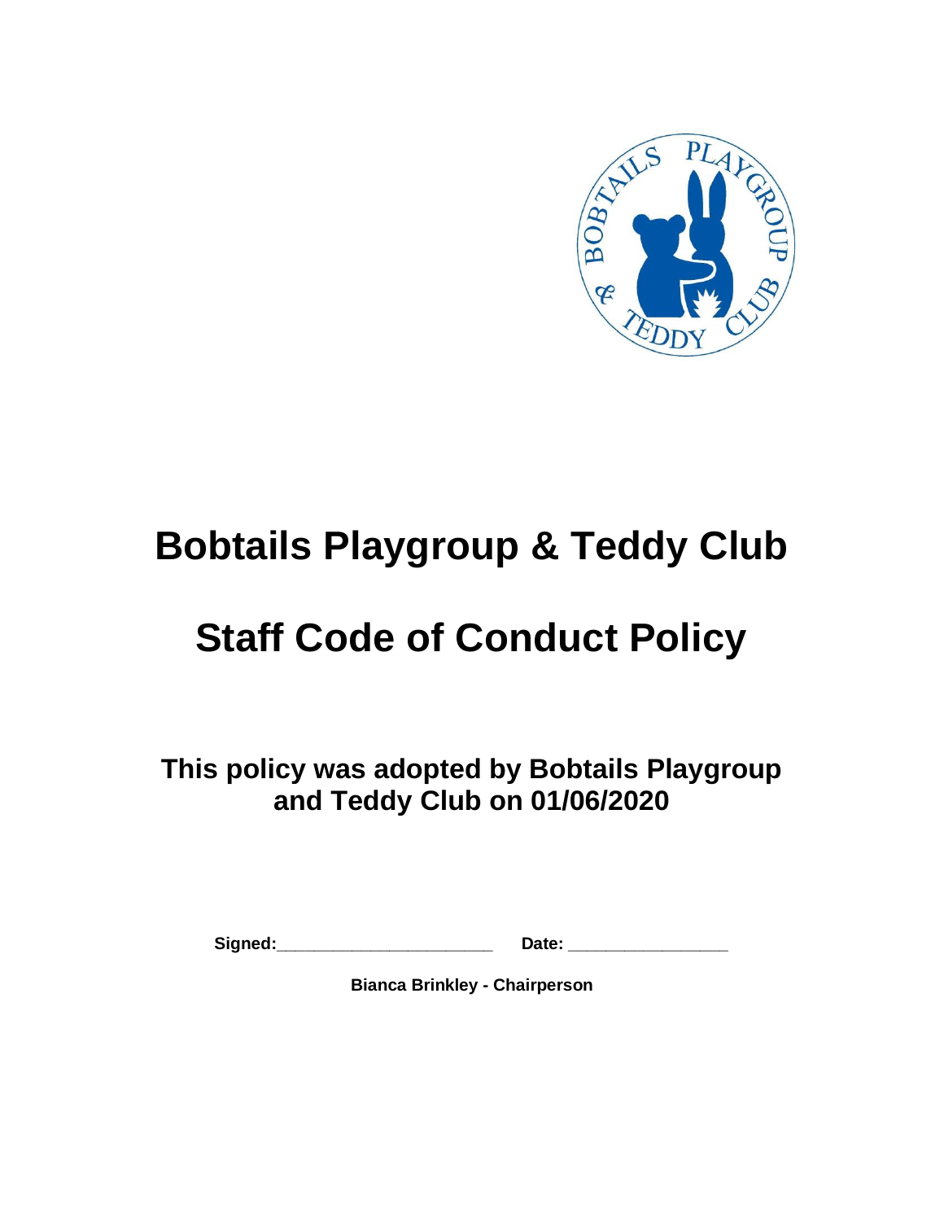# Bobtails Playgroup & Teddy Club

# Staff Code of Conduct Policy

## This policy was adopted by Bobtails Playgroup and Teddy Club on 01/06/2020

**Signed:**_______________________ **Date:** _________________

**Bianca Brinkley - Chairperson**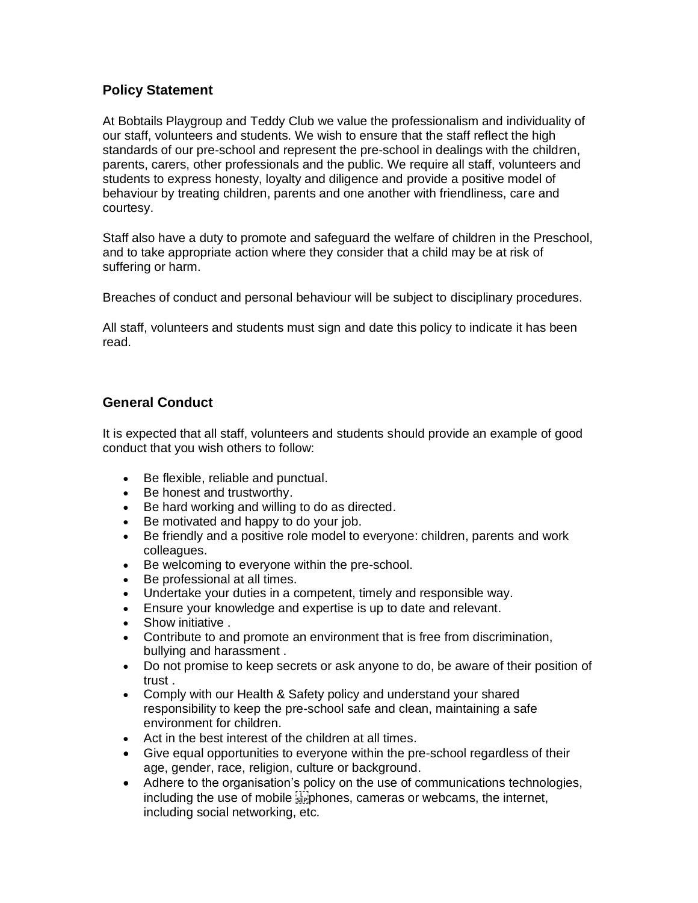## Policy Statement

At Bobtails Playgroup and Teddy Club we value the professionalism and individuality of our staff, volunteers and students. We wish to ensure that the staff reflect the high standards of our pre-school and represent the pre-school in dealings with the children, parents, carers, other professionals and the public. We require all staff, volunteers and students to express honesty, loyalty and diligence and provide a positive model of behaviour by treating children, parents and one another with friendliness, care and courtesy.

Staff also have a duty to promote and safeguard the welfare of children in the Preschool, and to take appropriate action where they consider that a child may be at risk of suffering or harm.

Breaches of conduct and personal behaviour will be subject to disciplinary procedures.

All staff, volunteers and students must sign and date this policy to indicate it has been read.

## General Conduct

It is expected that all staff, volunteers and students should provide an example of good conduct that you wish others to follow:

- Be flexible, reliable and punctual.
- Be honest and trustworthy.
- Be hard working and willing to do as directed.
- Be motivated and happy to do your job.
- Be friendly and a positive role model to everyone: children, parents and work colleagues.
- Be welcoming to everyone within the pre-school.
- Be professional at all times.
- Undertake your duties in a competent, timely and responsible way.
- Ensure your knowledge and expertise is up to date and relevant.
- Show initiative .
- Contribute to and promote an environment that is free from discrimination, bullying and harassment .
- Do not promise to keep secrets or ask anyone to do, be aware of their position of trust .
- Comply with our Health & Safety policy and understand your shared responsibility to keep the pre-school safe and clean, maintaining a safe environment for children.
- Act in the best interest of the children at all times.
- Give equal opportunities to everyone within the pre-school regardless of their age, gender, race, religion, culture or background.
- Adhere to the organisation's policy on the use of communications technologies, including the use of mobile phones, cameras or webcams, the internet, including social networking, etc.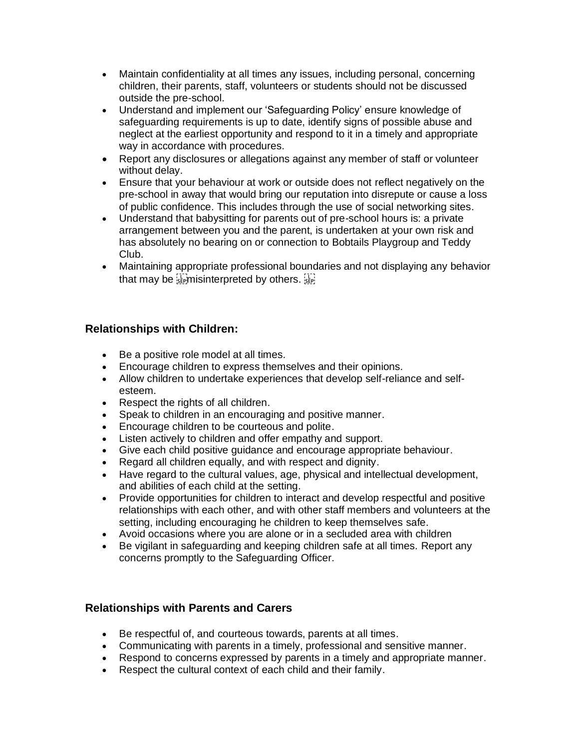- Maintain confidentiality at all times any issues, including personal, concerning children, their parents, staff, volunteers or students should not be discussed outside the pre-school.
- Understand and implement our 'Safeguarding Policy' ensure knowledge of safeguarding requirements is up to date, identify signs of possible abuse and neglect at the earliest opportunity and respond to it in a timely and appropriate way in accordance with procedures.
- Report any disclosures or allegations against any member of staff or volunteer without delay.
- Ensure that your behaviour at work or outside does not reflect negatively on the pre-school in away that would bring our reputation into disrepute or cause a loss of public confidence. This includes through the use of social networking sites.
- Understand that babysitting for parents out of pre-school hours is: a private arrangement between you and the parent, is undertaken at your own risk and has absolutely no bearing on or connection to Bobtails Playgroup and Teddy Club.
- Maintaining appropriate professional boundaries and not displaying any behavior that may be misinterpreted by others.

### Relationships with Children:

- Be a positive role model at all times.
- Encourage children to express themselves and their opinions.
- Allow children to undertake experiences that develop self-reliance and self-esteem.
- Respect the rights of all children.
- Speak to children in an encouraging and positive manner.
- Encourage children to be courteous and polite.
- Listen actively to children and offer empathy and support.
- Give each child positive guidance and encourage appropriate behaviour.
- Regard all children equally, and with respect and dignity.
- Have regard to the cultural values, age, physical and intellectual development, and abilities of each child at the setting.
- Provide opportunities for children to interact and develop respectful and positive relationships with each other, and with other staff members and volunteers at the setting, including encouraging he children to keep themselves safe.
- Avoid occasions where you are alone or in a secluded area with children
- Be vigilant in safeguarding and keeping children safe at all times. Report any concerns promptly to the Safeguarding Officer.

### Relationships with Parents and Carers

- Be respectful of, and courteous towards, parents at all times.
- Communicating with parents in a timely, professional and sensitive manner.
- Respond to concerns expressed by parents in a timely and appropriate manner.
- Respect the cultural context of each child and their family.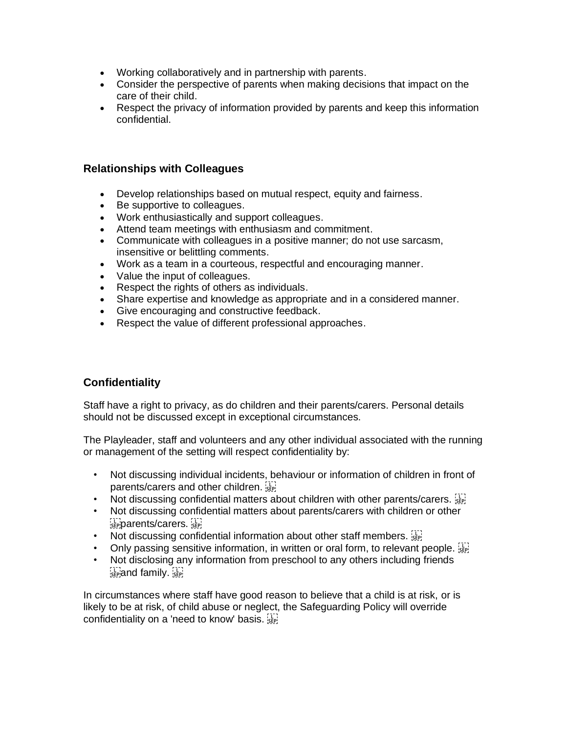- Working collaboratively and in partnership with parents.
- Consider the perspective of parents when making decisions that impact on the care of their child.
- Respect the privacy of information provided by parents and keep this information confidential.

### Relationships with Colleagues

- Develop relationships based on mutual respect, equity and fairness.
- Be supportive to colleagues.
- Work enthusiastically and support colleagues.
- Attend team meetings with enthusiasm and commitment.
- Communicate with colleagues in a positive manner; do not use sarcasm, insensitive or belittling comments.
- Work as a team in a courteous, respectful and encouraging manner.
- Value the input of colleagues.
- Respect the rights of others as individuals.
- Share expertise and knowledge as appropriate and in a considered manner.
- Give encouraging and constructive feedback.
- Respect the value of different professional approaches.

### Confidentiality

Staff have a right to privacy, as do children and their parents/carers. Personal details should not be discussed except in exceptional circumstances.

The Playleader, staff and volunteers and any other individual associated with the running or management of the setting will respect confidentiality by:

- Not discussing individual incidents, behaviour or information of children in front of parents/carers and other children.
- Not discussing confidential matters about children with other parents/carers.
- Not discussing confidential matters about parents/carers with children or other parents/carers.
- Not discussing confidential information about other staff members.
- Only passing sensitive information, in written or oral form, to relevant people.
- Not disclosing any information from preschool to any others including friends and family.

In circumstances where staff have good reason to believe that a child is at risk, or is likely to be at risk, of child abuse or neglect, the Safeguarding Policy will override confidentiality on a 'need to know' basis.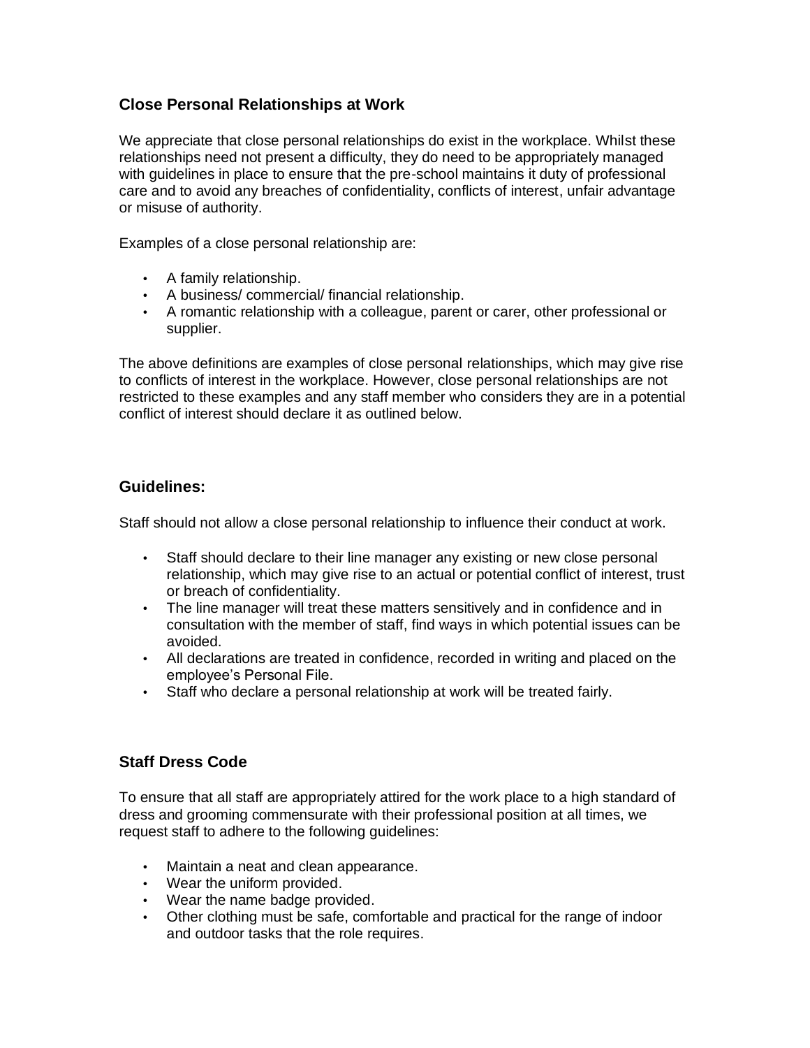## Close Personal Relationships at Work

We appreciate that close personal relationships do exist in the workplace. Whilst these relationships need not present a difficulty, they do need to be appropriately managed with guidelines in place to ensure that the pre-school maintains it duty of professional care and to avoid any breaches of confidentiality, conflicts of interest, unfair advantage or misuse of authority.

Examples of a close personal relationship are:

- A family relationship.
- A business/ commercial/ financial relationship.
- A romantic relationship with a colleague, parent or carer, other professional or supplier.

The above definitions are examples of close personal relationships, which may give rise to conflicts of interest in the workplace. However, close personal relationships are not restricted to these examples and any staff member who considers they are in a potential conflict of interest should declare it as outlined below.

## Guidelines:

Staff should not allow a close personal relationship to influence their conduct at work.

- Staff should declare to their line manager any existing or new close personal relationship, which may give rise to an actual or potential conflict of interest, trust or breach of confidentiality.
- The line manager will treat these matters sensitively and in confidence and in consultation with the member of staff, find ways in which potential issues can be avoided.
- All declarations are treated in confidence, recorded in writing and placed on the employee's Personal File.
- Staff who declare a personal relationship at work will be treated fairly.

## Staff Dress Code

To ensure that all staff are appropriately attired for the work place to a high standard of dress and grooming commensurate with their professional position at all times, we request staff to adhere to the following guidelines:

- Maintain a neat and clean appearance.
- Wear the uniform provided.
- Wear the name badge provided.
- Other clothing must be safe, comfortable and practical for the range of indoor and outdoor tasks that the role requires.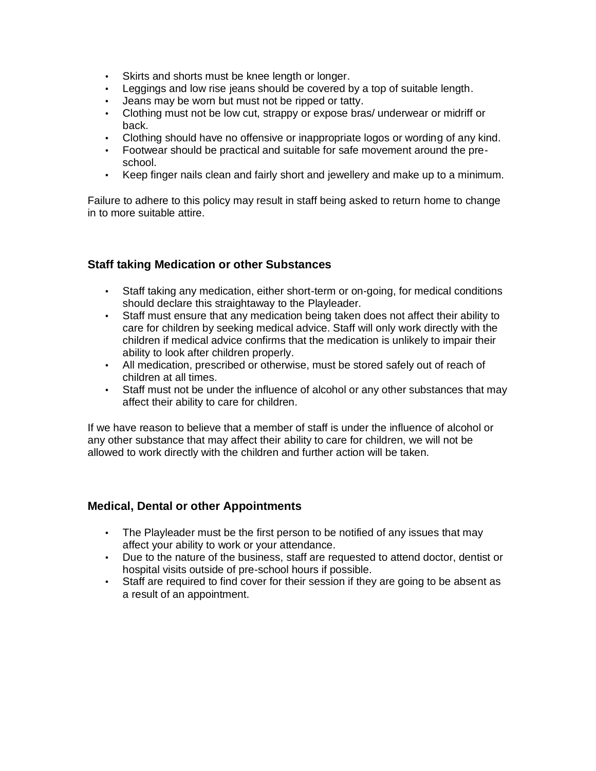- Skirts and shorts must be knee length or longer.
- Leggings and low rise jeans should be covered by a top of suitable length.
- Jeans may be worn but must not be ripped or tatty.
- Clothing must not be low cut, strappy or expose bras/ underwear or midriff or back.
- Clothing should have no offensive or inappropriate logos or wording of any kind.
- Footwear should be practical and suitable for safe movement around the pre-school.
- Keep finger nails clean and fairly short and jewellery and make up to a minimum.

Failure to adhere to this policy may result in staff being asked to return home to change in to more suitable attire.

### Staff taking Medication or other Substances

- Staff taking any medication, either short-term or on-going, for medical conditions should declare this straightaway to the Playleader.
- Staff must ensure that any medication being taken does not affect their ability to care for children by seeking medical advice. Staff will only work directly with the children if medical advice confirms that the medication is unlikely to impair their ability to look after children properly.
- All medication, prescribed or otherwise, must be stored safely out of reach of children at all times.
- Staff must not be under the influence of alcohol or any other substances that may affect their ability to care for children.

If we have reason to believe that a member of staff is under the influence of alcohol or any other substance that may affect their ability to care for children, we will not be allowed to work directly with the children and further action will be taken.

### Medical, Dental or other Appointments

- The Playleader must be the first person to be notified of any issues that may affect your ability to work or your attendance.
- Due to the nature of the business, staff are requested to attend doctor, dentist or hospital visits outside of pre-school hours if possible.
- Staff are required to find cover for their session if they are going to be absent as a result of an appointment.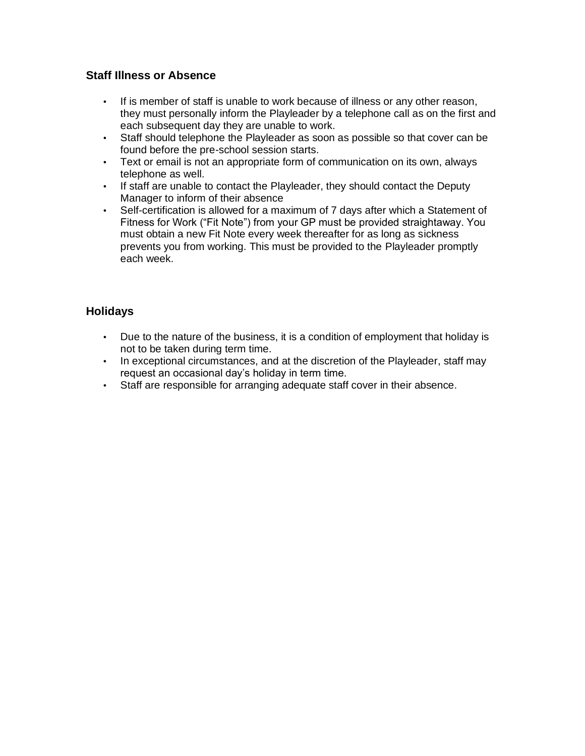### Staff Illness or Absence

- If is member of staff is unable to work because of illness or any other reason, they must personally inform the Playleader by a telephone call as on the first and each subsequent day they are unable to work.
- Staff should telephone the Playleader as soon as possible so that cover can be found before the pre-school session starts.
- Text or email is not an appropriate form of communication on its own, always telephone as well.
- If staff are unable to contact the Playleader, they should contact the Deputy Manager to inform of their absence
- Self-certification is allowed for a maximum of 7 days after which a Statement of Fitness for Work ("Fit Note") from your GP must be provided straightaway. You must obtain a new Fit Note every week thereafter for as long as sickness prevents you from working. This must be provided to the Playleader promptly each week.

### Holidays

- Due to the nature of the business, it is a condition of employment that holiday is not to be taken during term time.
- In exceptional circumstances, and at the discretion of the Playleader, staff may request an occasional day's holiday in term time.
- Staff are responsible for arranging adequate staff cover in their absence.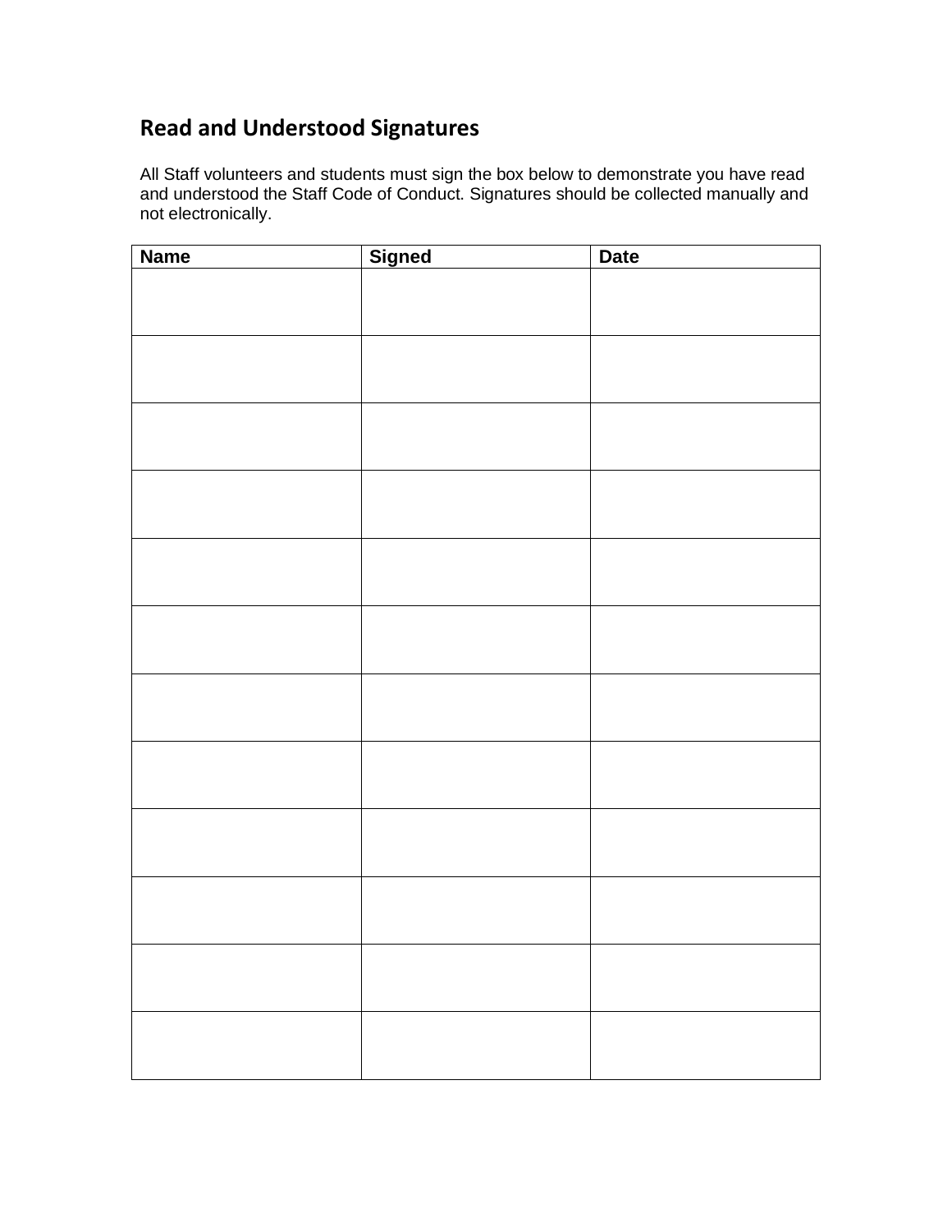## Read and Understood Signatures

All Staff volunteers and students must sign the box below to demonstrate you have read and understood the Staff Code of Conduct. Signatures should be collected manually and not electronically.

| Name | Signed | Date |
|---|---|---|
| | | |
| | | |
| | | |
| | | |
| | | |
| | | |
| | | |
| | | |
| | | |
| | | |
| | | |
| | | |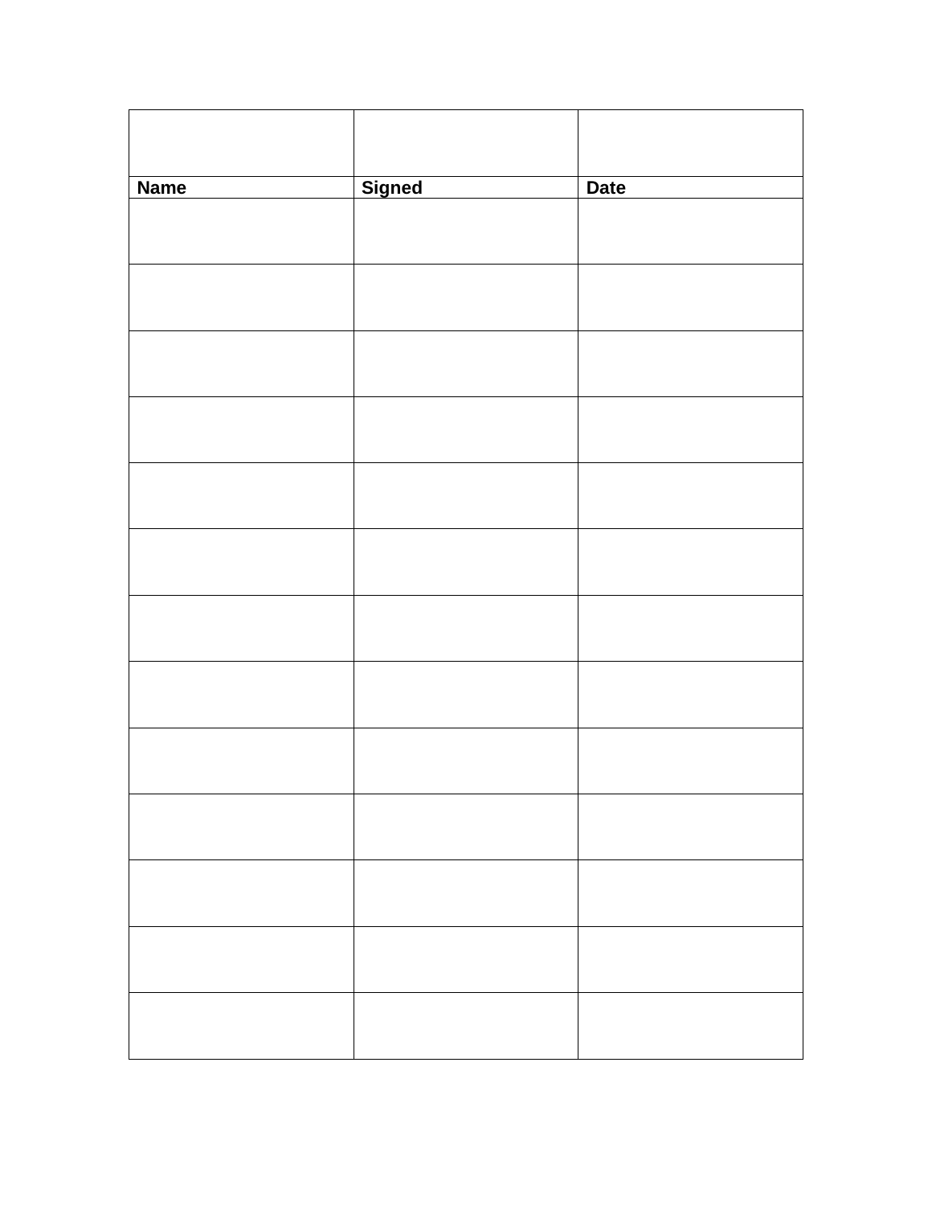| | | |
|---|---|---|
| | | |
| **Name** | **Signed** | **Date** |
| | | |
| | | |
| | | |
| | | |
| | | |
| | | |
| | | |
| | | |
| | | |
| | | |
| | | |
| | | |
| | | |